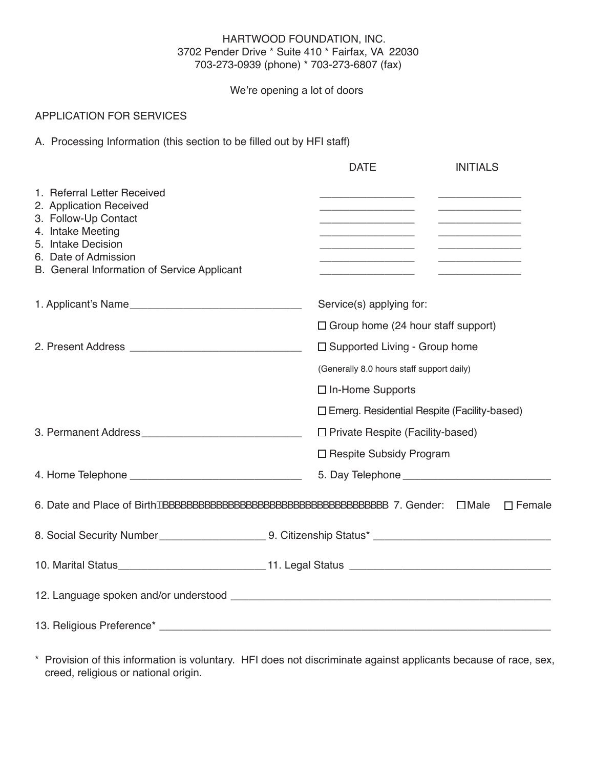HARTWOOD FOUNDATION, INC.
3702 Pender Drive * Suite 410 * Fairfax, VA 22030
703-273-0939 (phone) * 703-273-6807 (fax)

We're opening a lot of doors

## APPLICATION FOR SERVICES

A. Processing Information (this section to be filled out by HFI staff)

| | DATE | INITIALS |
|---|---|---|
| 1. Referral Letter Received | ________________ | ______________ |
| 2. Application Received | ________________ | ______________ |
| 3. Follow-Up Contact | ________________ | ______________ |
| 4. Intake Meeting | ________________ | ______________ |
| 5. Intake Decision | ________________ | ______________ |
| 6. Date of Admission | ________________ | ______________ |
| B. General Information of Service Applicant | ________________ | ______________ |

1. Applicant's Name_____________________________

2. Present Address _____________________________

3. Permanent Address___________________________

Service(s) applying for:

☐ Group home (24 hour staff support)

☐ Supported Living - Group home

(Generally 8.0 hours staff support daily)

☐ In-Home Supports

☐ Emerg. Residential Respite (Facility-based)

☐ Private Respite (Facility-based)

☐ Respite Subsidy Program

4. Home Telephone _____________________________ 5. Day Telephone _________________________

6. Date and Place of BirthBBBBBBBBBBBBBBBBBBBBBBBBBBBBBBBBBBBBB 7. Gender: ☐Male ☐ Female

8. Social Security Number_________________ 9. Citizenship Status* ______________________________

10. Marital Status________________________11. Legal Status __________________________________

12. Language spoken and/or understood ______________________________________________________

13. Religious Preference* ________________________________________________________________

\* Provision of this information is voluntary. HFI does not discriminate against applicants because of race, sex, creed, religious or national origin.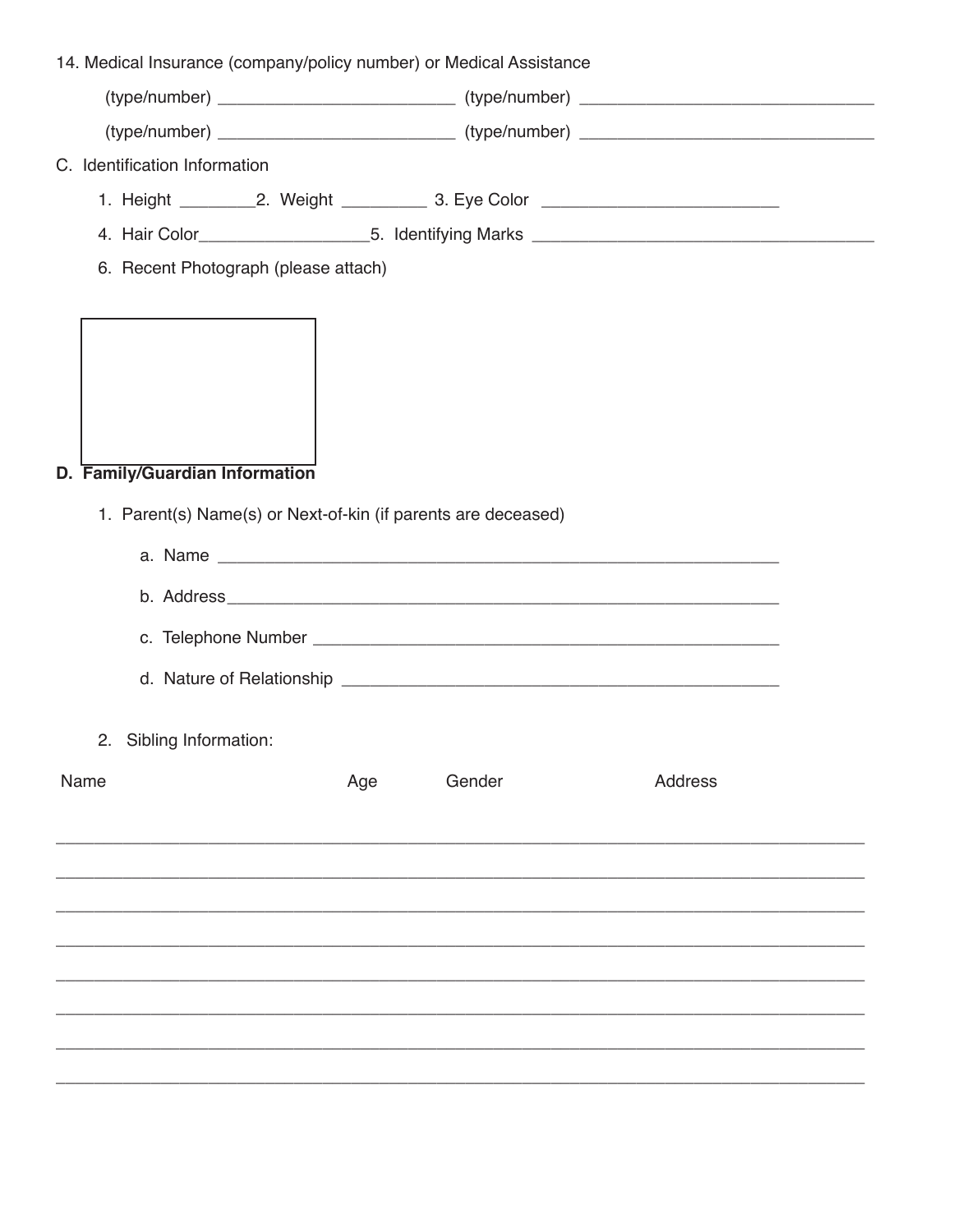14. Medical Insurance (company/policy number) or Medical Assistance

    (type/number) _________________________ (type/number) _______________________________

    (type/number) _________________________ (type/number) _______________________________

C. Identification Information

   1. Height ________ 2. Weight _________ 3. Eye Color _________________________

   4. Hair Color__________________ 5. Identifying Marks ___________________________________

   6. Recent Photograph (please attach)

**D. Family/Guardian Information**

   1. Parent(s) Name(s) or Next-of-kin (if parents are deceased)

      a. Name ___________________________________________________________

      b. Address__________________________________________________________

      c. Telephone Number __________________________________________________

      d. Nature of Relationship _______________________________________________

   2. Sibling Information:

| Name | Age | Gender | Address |
|---|---|---|---|
| | | | |
| | | | |
| | | | |
| | | | |
| | | | |
| | | | |
| | | | |
| | | | |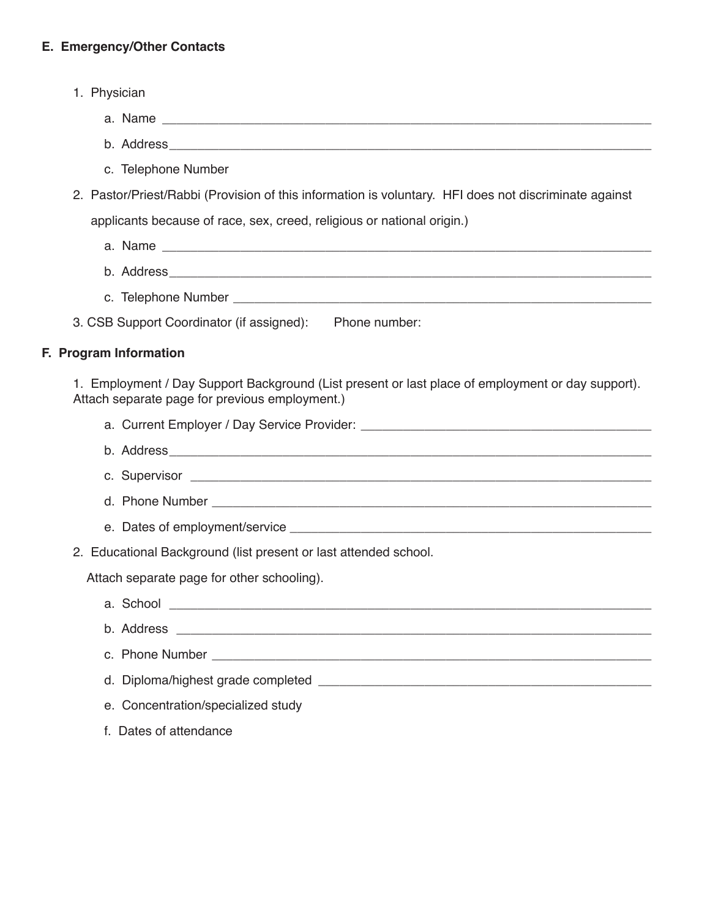**E. Emergency/Other Contacts**

1. Physician
   a. Name ___________________________________________________________________
   b. Address__________________________________________________________________
   c. Telephone Number
2. Pastor/Priest/Rabbi (Provision of this information is voluntary. HFI does not discriminate against applicants because of race, sex, creed, religious or national origin.)
   a. Name ___________________________________________________________________
   b. Address__________________________________________________________________
   c. Telephone Number ___________________________________________________________
3. CSB Support Coordinator (if assigned): Phone number:

**F. Program Information**

1. Employment / Day Support Background (List present or last place of employment or day support). Attach separate page for previous employment.)
   a. Current Employer / Day Service Provider: ________________________________________
   b. Address__________________________________________________________________
   c. Supervisor ________________________________________________________________
   d. Phone Number ______________________________________________________________
   e. Dates of employment/service ____________________________________________________
2. Educational Background (list present or last attended school.
   Attach separate page for other schooling).
   a. School ___________________________________________________________________
   b. Address _________________________________________________________________
   c. Phone Number ______________________________________________________________
   d. Diploma/highest grade completed _______________________________________________
   e. Concentration/specialized study
   f. Dates of attendance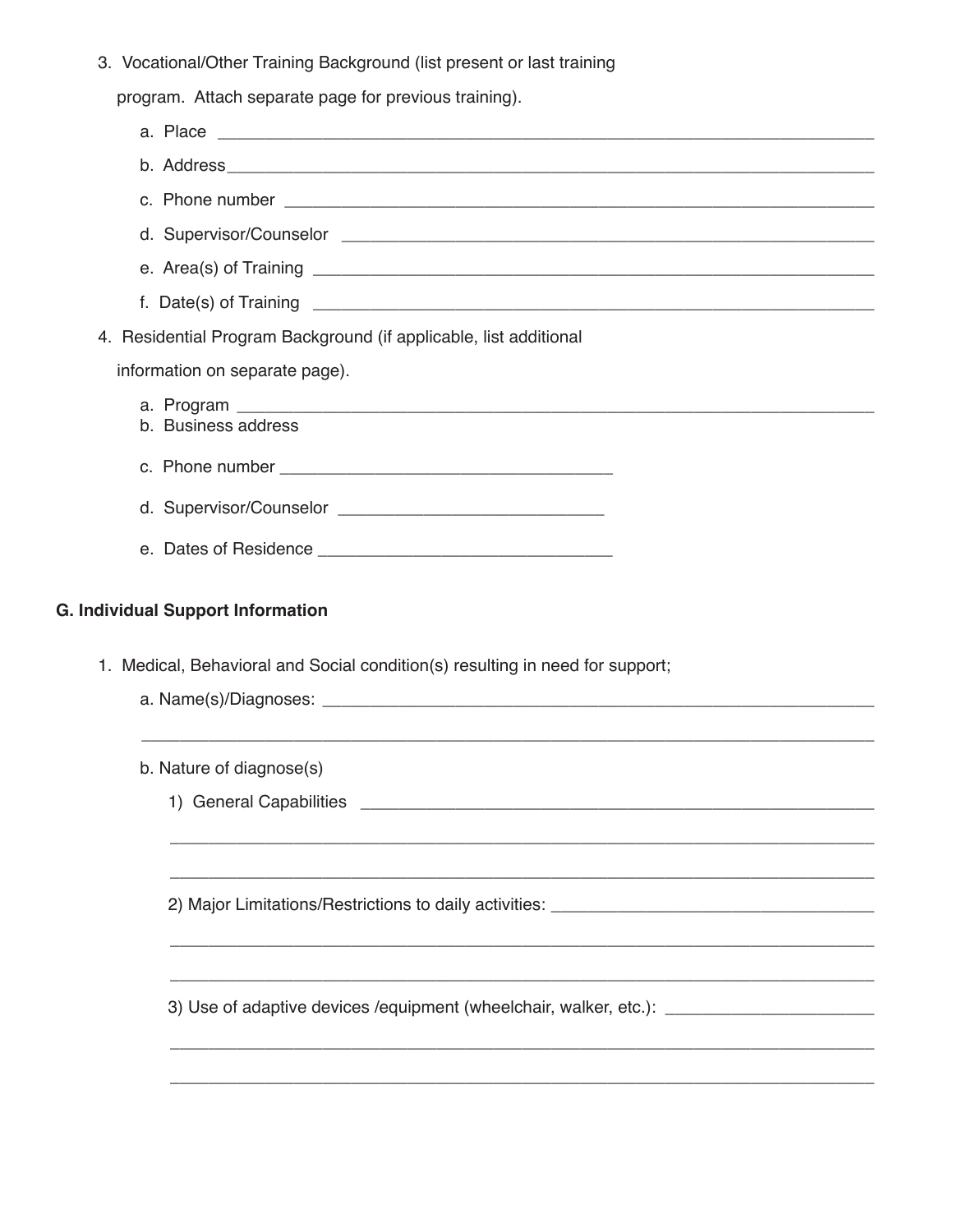3. Vocational/Other Training Background (list present or last training program. Attach separate page for previous training).

   a. Place ____________________________________________________________________

   b. Address__________________________________________________________________

   c. Phone number ____________________________________________________________

   d. Supervisor/Counselor ______________________________________________________

   e. Area(s) of Training ________________________________________________________

   f. Date(s) of Training ________________________________________________________

4. Residential Program Background (if applicable, list additional information on separate page).

   a. Program ________________________________________________________________

   b. Business address

   c. Phone number ___________________________________

   d. Supervisor/Counselor ____________________________

   e. Dates of Residence _______________________________

**G. Individual Support Information**

1. Medical, Behavioral and Social condition(s) resulting in need for support;

   a. Name(s)/Diagnoses: _______________________________________________________

   ______________________________________________________________________________

   b. Nature of diagnose(s)

      1) General Capabilities ____________________________________________________

      ______________________________________________________________________________

      ______________________________________________________________________________

      2) Major Limitations/Restrictions to daily activities: __________________________

      ______________________________________________________________________________

      ______________________________________________________________________________

      3) Use of adaptive devices /equipment (wheelchair, walker, etc.): ________________

      ______________________________________________________________________________

      ______________________________________________________________________________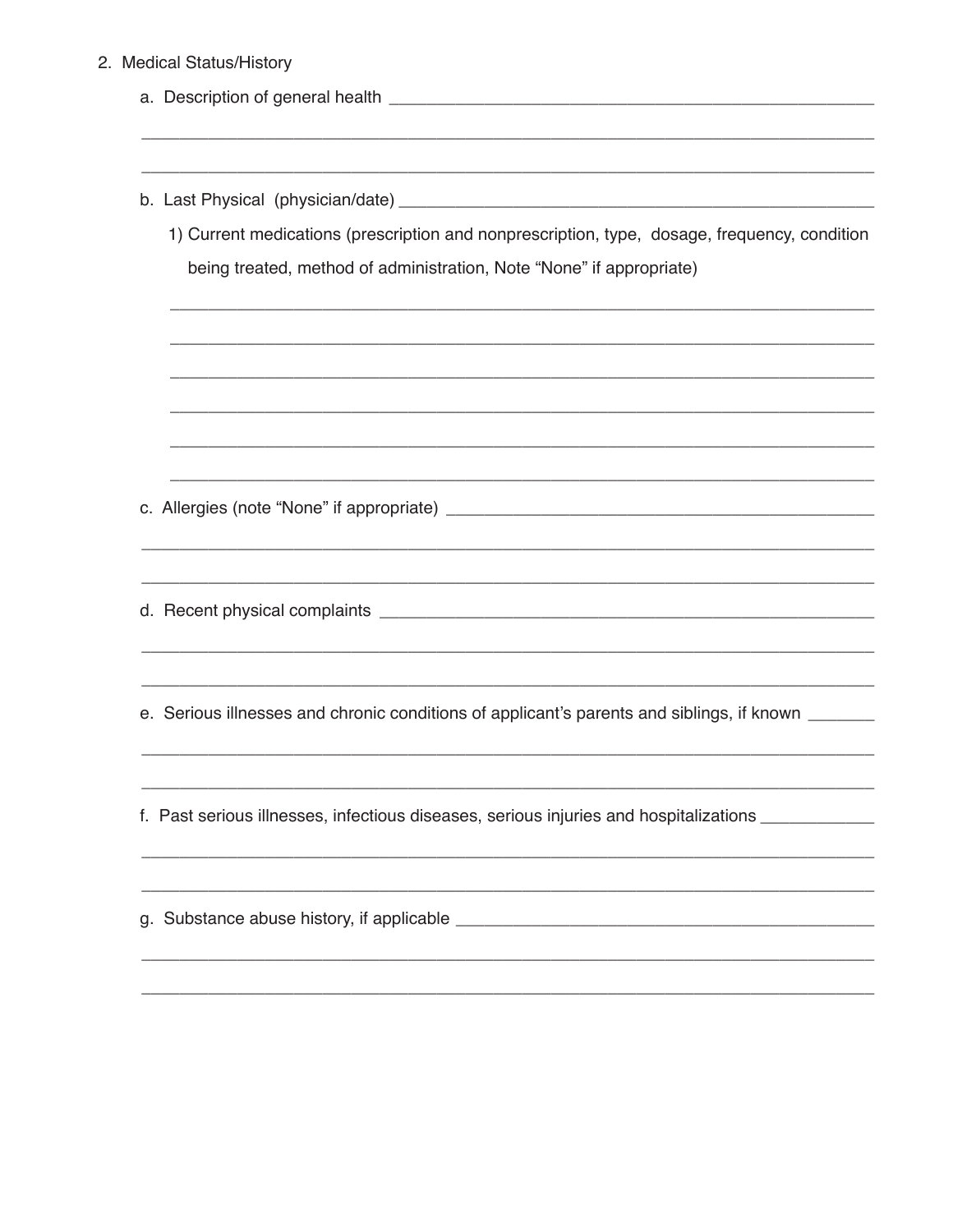2. Medical Status/History

   a. Description of general health ______________________________________________

   ______________________________________________________________________________

   ______________________________________________________________________________

   b. Last Physical (physician/date) ______________________________________________

      1) Current medications (prescription and nonprescription, type, dosage, frequency, condition being treated, method of administration, Note "None" if appropriate)

      ___________________________________________________________________________

      ___________________________________________________________________________

      ___________________________________________________________________________

      ___________________________________________________________________________

      ___________________________________________________________________________

      ___________________________________________________________________________

   c. Allergies (note "None" if appropriate) _______________________________________

   ______________________________________________________________________________

   ______________________________________________________________________________

   d. Recent physical complaints _________________________________________________

   ______________________________________________________________________________

   ______________________________________________________________________________

   e. Serious illnesses and chronic conditions of applicant's parents and siblings, if known _______

   ______________________________________________________________________________

   ______________________________________________________________________________

   f. Past serious illnesses, infectious diseases, serious injuries and hospitalizations ____________

   ______________________________________________________________________________

   ______________________________________________________________________________

   g. Substance abuse history, if applicable ______________________________________

   ______________________________________________________________________________

   ______________________________________________________________________________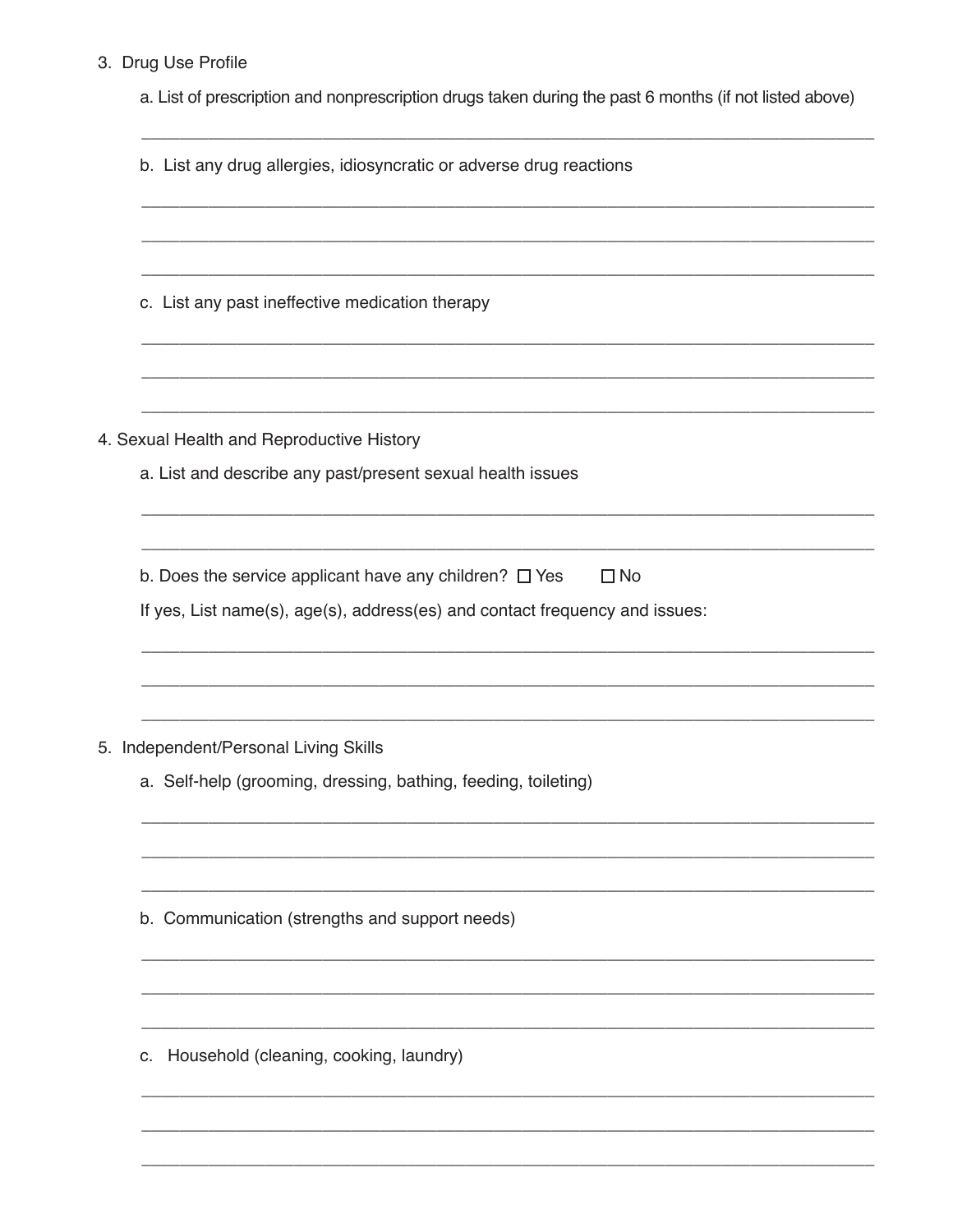3. Drug Use Profile

   a. List of prescription and nonprescription drugs taken during the past 6 months (if not listed above)

   ______________________________________________________________________________

   b. List any drug allergies, idiosyncratic or adverse drug reactions

   ______________________________________________________________________________

   ______________________________________________________________________________

   ______________________________________________________________________________

   c. List any past ineffective medication therapy

   ______________________________________________________________________________

   ______________________________________________________________________________

   ______________________________________________________________________________

4. Sexual Health and Reproductive History

   a. List and describe any past/present sexual health issues

   ______________________________________________________________________________

   ______________________________________________________________________________

   b. Does the service applicant have any children? ☐ Yes ☐ No

   If yes, List name(s), age(s), address(es) and contact frequency and issues:

   ______________________________________________________________________________

   ______________________________________________________________________________

   ______________________________________________________________________________

5. Independent/Personal Living Skills

   a. Self-help (grooming, dressing, bathing, feeding, toileting)

   ______________________________________________________________________________

   ______________________________________________________________________________

   ______________________________________________________________________________

   b. Communication (strengths and support needs)

   ______________________________________________________________________________

   ______________________________________________________________________________

   ______________________________________________________________________________

   c. Household (cleaning, cooking, laundry)

   ______________________________________________________________________________

   ______________________________________________________________________________

   ______________________________________________________________________________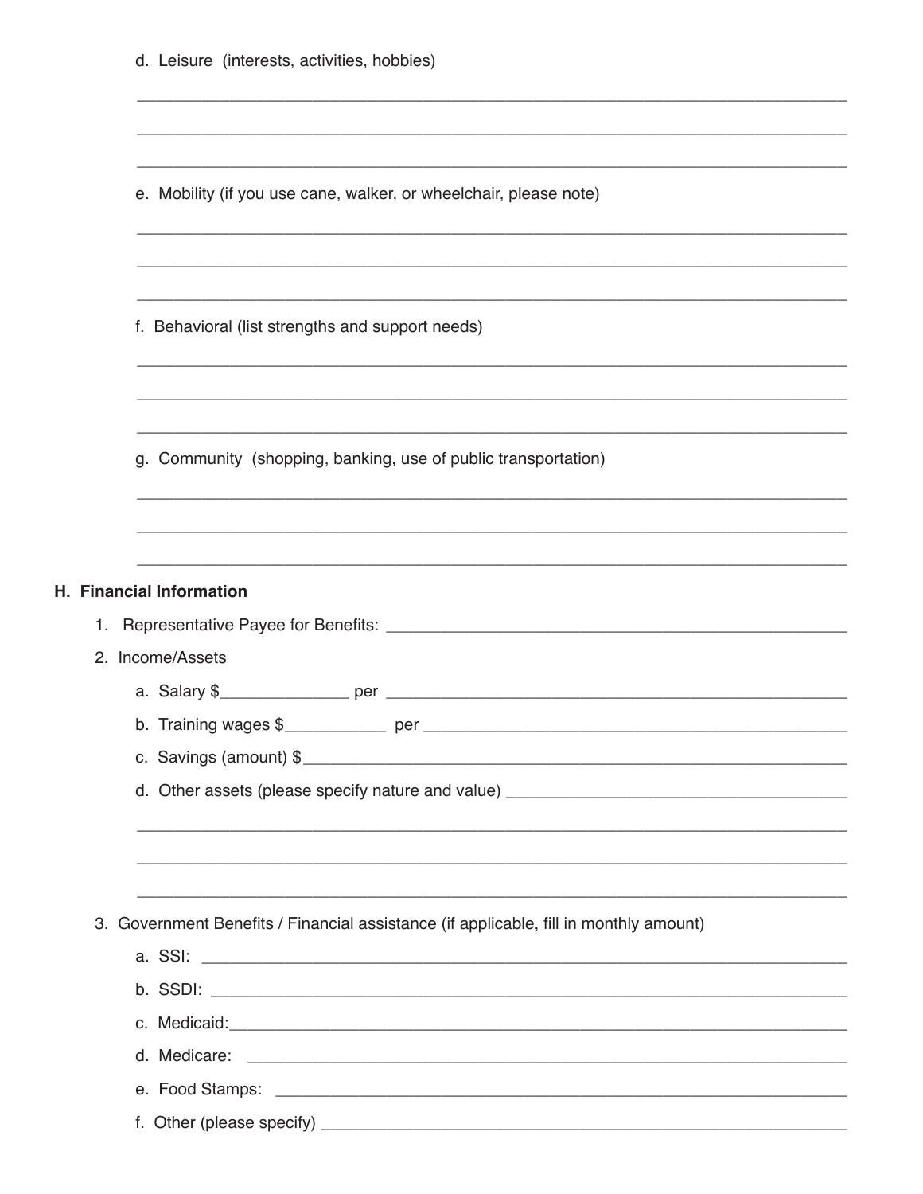d. Leisure (interests, activities, hobbies)

_______________________________________________________________________________

_______________________________________________________________________________

_______________________________________________________________________________

e. Mobility (if you use cane, walker, or wheelchair, please note)

_______________________________________________________________________________

_______________________________________________________________________________

_______________________________________________________________________________

f. Behavioral (list strengths and support needs)

_______________________________________________________________________________

_______________________________________________________________________________

_______________________________________________________________________________

g. Community (shopping, banking, use of public transportation)

_______________________________________________________________________________

_______________________________________________________________________________

_______________________________________________________________________________

## H. Financial Information

1. Representative Payee for Benefits: ______________________________________________

2. Income/Assets

   a. Salary $______________ per ______________________________________________

   b. Training wages $___________ per _____________________________________________

   c. Savings (amount) $_____________________________________________________________

   d. Other assets (please specify nature and value) ___________________________________

   _______________________________________________________________________________

   _______________________________________________________________________________

   _______________________________________________________________________________

3. Government Benefits / Financial assistance (if applicable, fill in monthly amount)

   a. SSI: _______________________________________________________________________

   b. SSDI: ______________________________________________________________________

   c. Medicaid:____________________________________________________________________

   d. Medicare: ___________________________________________________________________

   e. Food Stamps: ________________________________________________________________

   f. Other (please specify) _________________________________________________________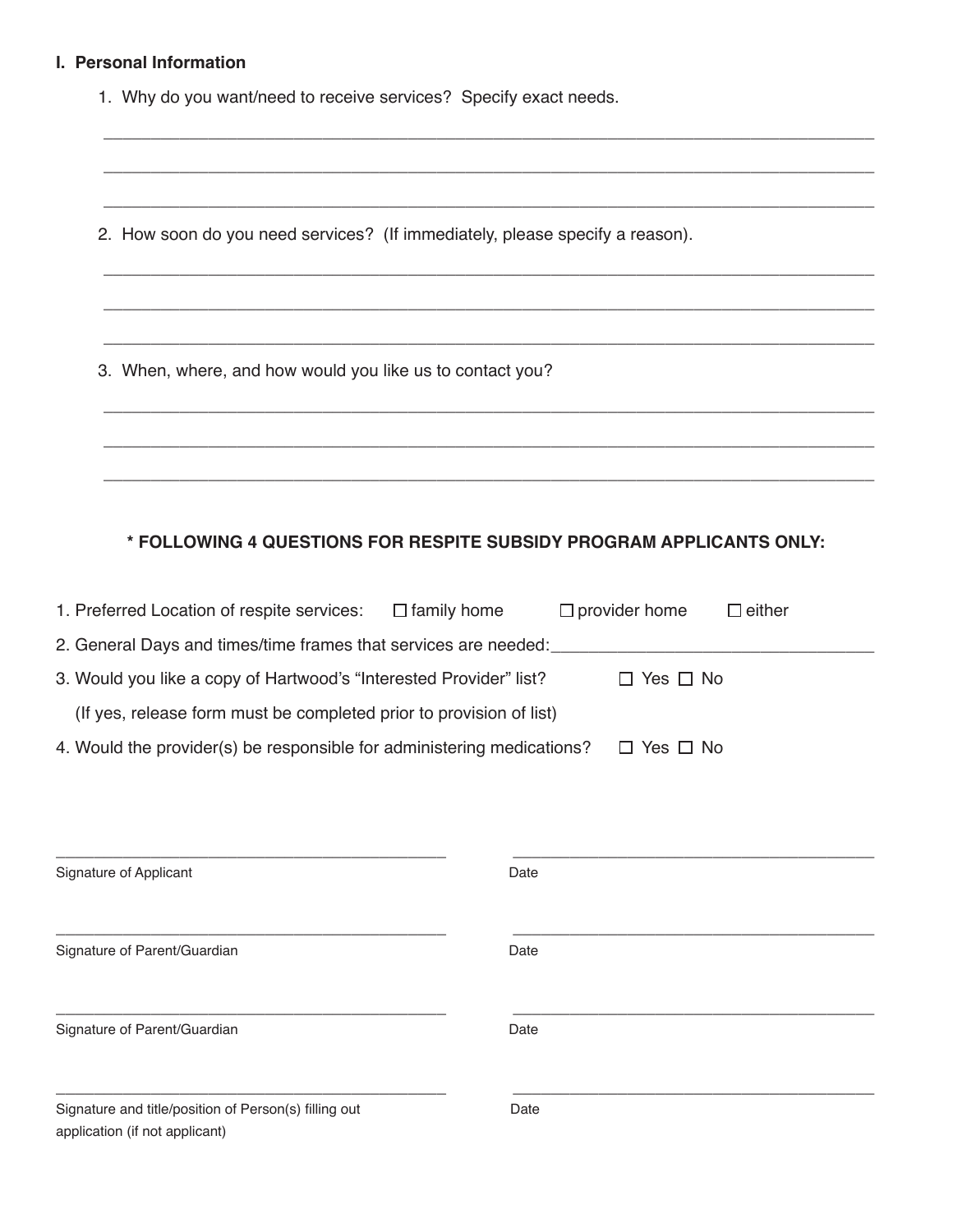## I. Personal Information

1. Why do you want/need to receive services? Specify exact needs.

_______________________________________________________________________________

_______________________________________________________________________________

_______________________________________________________________________________

2. How soon do you need services? (If immediately, please specify a reason).

_______________________________________________________________________________

_______________________________________________________________________________

_______________________________________________________________________________

3. When, where, and how would you like us to contact you?

_______________________________________________________________________________

_______________________________________________________________________________

_______________________________________________________________________________

**\* FOLLOWING 4 QUESTIONS FOR RESPITE SUBSIDY PROGRAM APPLICANTS ONLY:**

1. Preferred Location of respite services: ☐ family home ☐ provider home ☐ either
2. General Days and times/time frames that services are needed:________________________________
3. Would you like a copy of Hartwood's "Interested Provider" list? ☐ Yes ☐ No
   (If yes, release form must be completed prior to provision of list)
4. Would the provider(s) be responsible for administering medications? ☐ Yes ☐ No

_____________________________________________ _____________________________________________

Signature of Applicant Date

_____________________________________________ _____________________________________________

Signature of Parent/Guardian Date

_____________________________________________ _____________________________________________

Signature of Parent/Guardian Date

_____________________________________________ _____________________________________________

Signature and title/position of Person(s) filling out application (if not applicant) Date